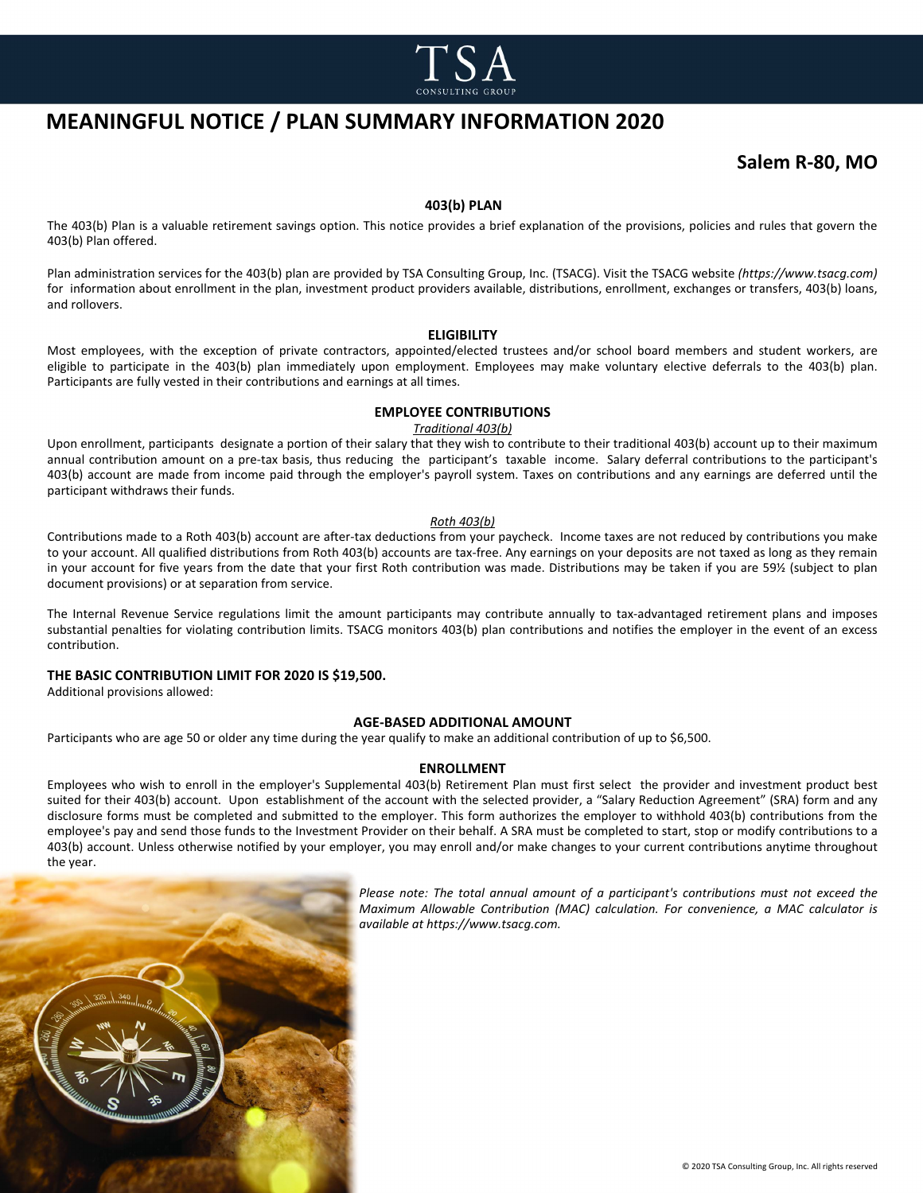# MEANINGFUL NOTICE / PLAN SUMMARY INFORMATION 2020

## Salem R-80, MO

### 403(b) PLAN

The 403(b) Plan is a valuable retirement savings option. This notice provides a brief explanation of the provisions, policies and rules that govern the 403(b) Plan offered.

Plan administration services for the 403(b) plan are provided by TSA Consulting Group, Inc. (TSACG). Visit the TSACG website *(https://www.tsacg.com)* for information about enrollment in the plan, investment product providers available, distributions, enrollment, exchanges or transfers, 403(b) loans, and rollovers.

### ELIGIBILITY

Most employees, with the exception of private contractors, appointed/elected trustees and/or school board members and student workers, are eligible to participate in the 403(b) plan immediately upon employment. Employees may make voluntary elective deferrals to the 403(b) plan. Participants are fully vested in their contributions and earnings at all times.

### EMPLOYEE CONTRIBUTIONS

*Traditional 403(b)*

Upon enrollment, participants designate a portion of their salary that they wish to contribute to their traditional 403(b) account up to their maximum annual contribution amount on a pre-tax basis, thus reducing the participant's taxable income. Salary deferral contributions to the participant's 403(b) account are made from income paid through the employer's payroll system. Taxes on contributions and any earnings are deferred until the participant withdraws their funds.

*Roth 403(b)*

Contributions made to a Roth 403(b) account are after-tax deductions from your paycheck. Income taxes are not reduced by contributions you make to your account. All qualified distributions from Roth 403(b) accounts are tax-free. Any earnings on your deposits are not taxed as long as they remain in your account for five years from the date that your first Roth contribution was made. Distributions may be taken if you are 59½ (subject to plan document provisions) or at separation from service.

The Internal Revenue Service regulations limit the amount participants may contribute annually to tax-advantaged retirement plans and imposes substantial penalties for violating contribution limits. TSACG monitors 403(b) plan contributions and notifies the employer in the event of an excess contribution.

**THE BASIC CONTRIBUTION LIMIT FOR 2020 IS $19,500.**

Additional provisions allowed:

### AGE-BASED ADDITIONAL AMOUNT

Participants who are age 50 or older any time during the year qualify to make an additional contribution of up to $6,500.

### ENROLLMENT

Employees who wish to enroll in the employer's Supplemental 403(b) Retirement Plan must first select the provider and investment product best suited for their 403(b) account. Upon establishment of the account with the selected provider, a "Salary Reduction Agreement" (SRA) form and any disclosure forms must be completed and submitted to the employer. This form authorizes the employer to withhold 403(b) contributions from the employee's pay and send those funds to the Investment Provider on their behalf. A SRA must be completed to start, stop or modify contributions to a 403(b) account. Unless otherwise notified by your employer, you may enroll and/or make changes to your current contributions anytime throughout the year.

*Please note: The total annual amount of a participant's contributions must not exceed the Maximum Allowable Contribution (MAC) calculation. For convenience, a MAC calculator is available at https://www.tsacg.com.*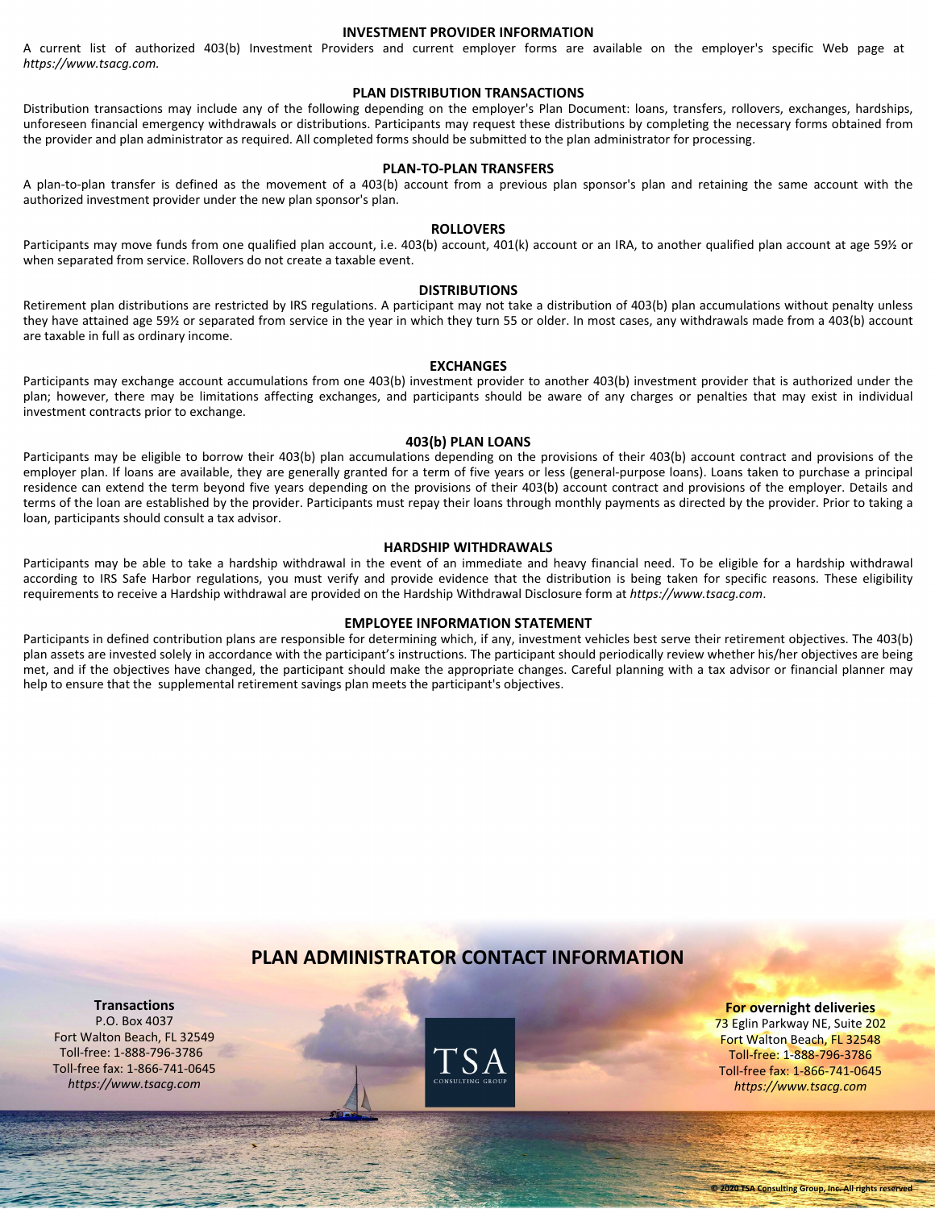## INVESTMENT PROVIDER INFORMATION

A current list of authorized 403(b) Investment Providers and current employer forms are available on the employer's specific Web page at *https://www.tsacg.com.*

## PLAN DISTRIBUTION TRANSACTIONS

Distribution transactions may include any of the following depending on the employer's Plan Document: loans, transfers, rollovers, exchanges, hardships, unforeseen financial emergency withdrawals or distributions. Participants may request these distributions by completing the necessary forms obtained from the provider and plan administrator as required. All completed forms should be submitted to the plan administrator for processing.

## PLAN-TO-PLAN TRANSFERS

A plan-to-plan transfer is defined as the movement of a 403(b) account from a previous plan sponsor's plan and retaining the same account with the authorized investment provider under the new plan sponsor's plan.

## ROLLOVERS

Participants may move funds from one qualified plan account, i.e. 403(b) account, 401(k) account or an IRA, to another qualified plan account at age 59½ or when separated from service. Rollovers do not create a taxable event.

## DISTRIBUTIONS

Retirement plan distributions are restricted by IRS regulations. A participant may not take a distribution of 403(b) plan accumulations without penalty unless they have attained age 59½ or separated from service in the year in which they turn 55 or older. In most cases, any withdrawals made from a 403(b) account are taxable in full as ordinary income.

## EXCHANGES

Participants may exchange account accumulations from one 403(b) investment provider to another 403(b) investment provider that is authorized under the plan; however, there may be limitations affecting exchanges, and participants should be aware of any charges or penalties that may exist in individual investment contracts prior to exchange.

## 403(b) PLAN LOANS

Participants may be eligible to borrow their 403(b) plan accumulations depending on the provisions of their 403(b) account contract and provisions of the employer plan. If loans are available, they are generally granted for a term of five years or less (general-purpose loans). Loans taken to purchase a principal residence can extend the term beyond five years depending on the provisions of their 403(b) account contract and provisions of the employer. Details and terms of the loan are established by the provider. Participants must repay their loans through monthly payments as directed by the provider. Prior to taking a loan, participants should consult a tax advisor.

## HARDSHIP WITHDRAWALS

Participants may be able to take a hardship withdrawal in the event of an immediate and heavy financial need. To be eligible for a hardship withdrawal according to IRS Safe Harbor regulations, you must verify and provide evidence that the distribution is being taken for specific reasons. These eligibility requirements to receive a Hardship withdrawal are provided on the Hardship Withdrawal Disclosure form at *https://www.tsacg.com*.

## EMPLOYEE INFORMATION STATEMENT

Participants in defined contribution plans are responsible for determining which, if any, investment vehicles best serve their retirement objectives. The 403(b) plan assets are invested solely in accordance with the participant's instructions. The participant should periodically review whether his/her objectives are being met, and if the objectives have changed, the participant should make the appropriate changes. Careful planning with a tax advisor or financial planner may help to ensure that the supplemental retirement savings plan meets the participant's objectives.

# PLAN ADMINISTRATOR CONTACT INFORMATION

**Transactions**
P.O. Box 4037
Fort Walton Beach, FL 32549
Toll-free: 1-888-796-3786
Toll-free fax: 1-866-741-0645
*https://www.tsacg.com*

**For overnight deliveries**
73 Eglin Parkway NE, Suite 202
Fort Walton Beach, FL 32548
Toll-free: 1-888-796-3786
Toll-free fax: 1-866-741-0645
*https://www.tsacg.com*

TSA CONSULTING GROUP

© 2020 TSA Consulting Group, Inc. All rights reserved